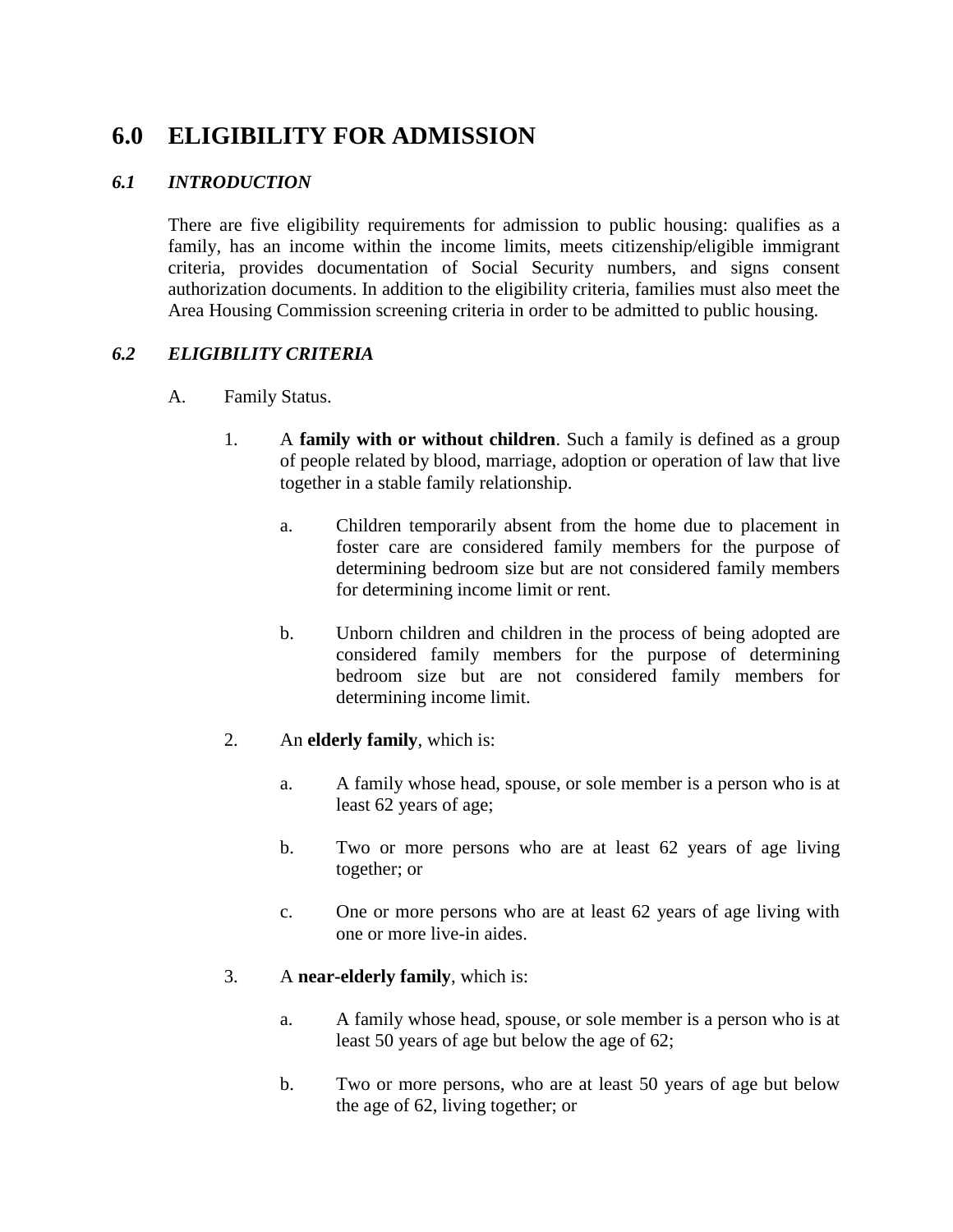# 6.0 ELIGIBILITY FOR ADMISSION

## *6.1 INTRODUCTION*

There are five eligibility requirements for admission to public housing: qualifies as a family, has an income within the income limits, meets citizenship/eligible immigrant criteria, provides documentation of Social Security numbers, and signs consent authorization documents. In addition to the eligibility criteria, families must also meet the Area Housing Commission screening criteria in order to be admitted to public housing.

## *6.2 ELIGIBILITY CRITERIA*

A. Family Status.

1. A **family with or without children**. Such a family is defined as a group of people related by blood, marriage, adoption or operation of law that live together in a stable family relationship.

    a. Children temporarily absent from the home due to placement in foster care are considered family members for the purpose of determining bedroom size but are not considered family members for determining income limit or rent.

    b. Unborn children and children in the process of being adopted are considered family members for the purpose of determining bedroom size but are not considered family members for determining income limit.

2. An **elderly family**, which is:

    a. A family whose head, spouse, or sole member is a person who is at least 62 years of age;

    b. Two or more persons who are at least 62 years of age living together; or

    c. One or more persons who are at least 62 years of age living with one or more live-in aides.

3. A **near-elderly family**, which is:

    a. A family whose head, spouse, or sole member is a person who is at least 50 years of age but below the age of 62;

    b. Two or more persons, who are at least 50 years of age but below the age of 62, living together; or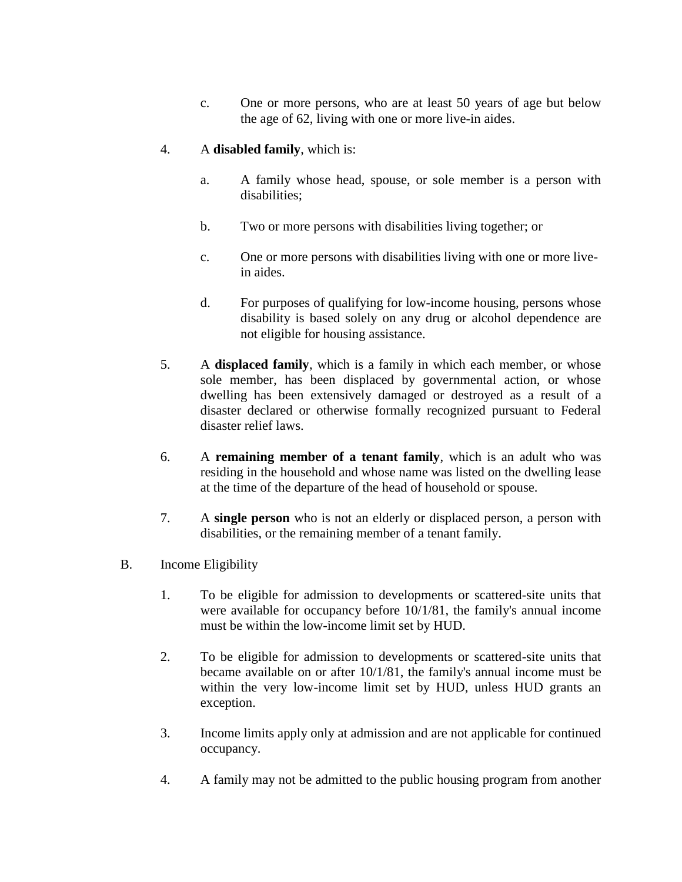c. One or more persons, who are at least 50 years of age but below the age of 62, living with one or more live-in aides.

4. A **disabled family**, which is:

   a. A family whose head, spouse, or sole member is a person with disabilities;

   b. Two or more persons with disabilities living together; or

   c. One or more persons with disabilities living with one or more live-in aides.

   d. For purposes of qualifying for low-income housing, persons whose disability is based solely on any drug or alcohol dependence are not eligible for housing assistance.

5. A **displaced family**, which is a family in which each member, or whose sole member, has been displaced by governmental action, or whose dwelling has been extensively damaged or destroyed as a result of a disaster declared or otherwise formally recognized pursuant to Federal disaster relief laws.

6. A **remaining member of a tenant family**, which is an adult who was residing in the household and whose name was listed on the dwelling lease at the time of the departure of the head of household or spouse.

7. A **single person** who is not an elderly or displaced person, a person with disabilities, or the remaining member of a tenant family.

B. Income Eligibility

1. To be eligible for admission to developments or scattered-site units that were available for occupancy before 10/1/81, the family's annual income must be within the low-income limit set by HUD.

2. To be eligible for admission to developments or scattered-site units that became available on or after 10/1/81, the family's annual income must be within the very low-income limit set by HUD, unless HUD grants an exception.

3. Income limits apply only at admission and are not applicable for continued occupancy.

4. A family may not be admitted to the public housing program from another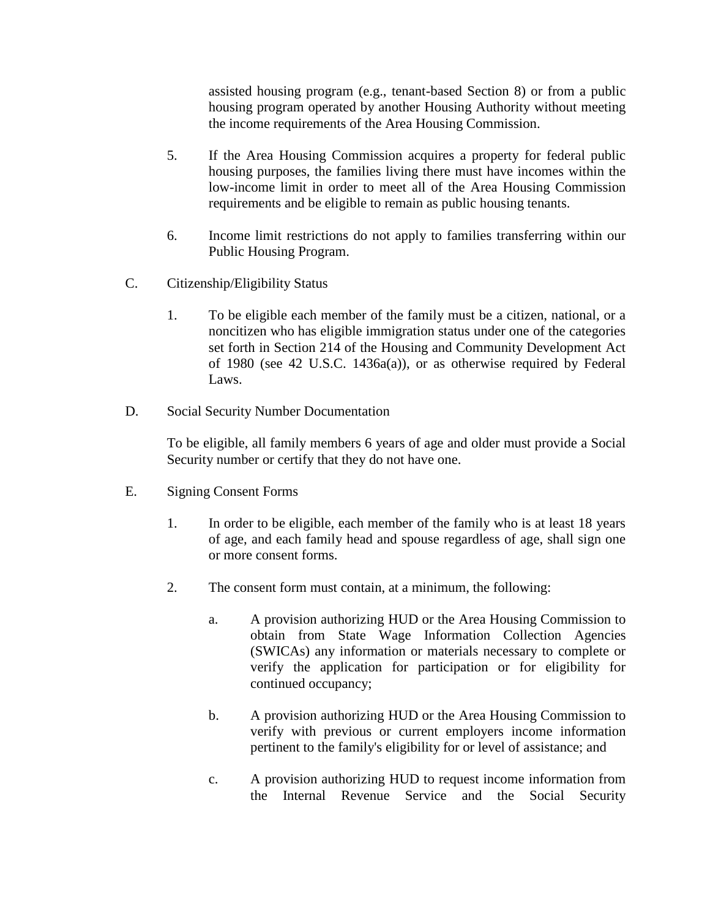assisted housing program (e.g., tenant-based Section 8) or from a public housing program operated by another Housing Authority without meeting the income requirements of the Area Housing Commission.

5. If the Area Housing Commission acquires a property for federal public housing purposes, the families living there must have incomes within the low-income limit in order to meet all of the Area Housing Commission requirements and be eligible to remain as public housing tenants.

6. Income limit restrictions do not apply to families transferring within our Public Housing Program.

C. Citizenship/Eligibility Status

   1. To be eligible each member of the family must be a citizen, national, or a noncitizen who has eligible immigration status under one of the categories set forth in Section 214 of the Housing and Community Development Act of 1980 (see 42 U.S.C. 1436a(a)), or as otherwise required by Federal Laws.

D. Social Security Number Documentation

   To be eligible, all family members 6 years of age and older must provide a Social Security number or certify that they do not have one.

E. Signing Consent Forms

   1. In order to be eligible, each member of the family who is at least 18 years of age, and each family head and spouse regardless of age, shall sign one or more consent forms.

   2. The consent form must contain, at a minimum, the following:

      a. A provision authorizing HUD or the Area Housing Commission to obtain from State Wage Information Collection Agencies (SWICAs) any information or materials necessary to complete or verify the application for participation or for eligibility for continued occupancy;

      b. A provision authorizing HUD or the Area Housing Commission to verify with previous or current employers income information pertinent to the family's eligibility for or level of assistance; and

      c. A provision authorizing HUD to request income information from the Internal Revenue Service and the Social Security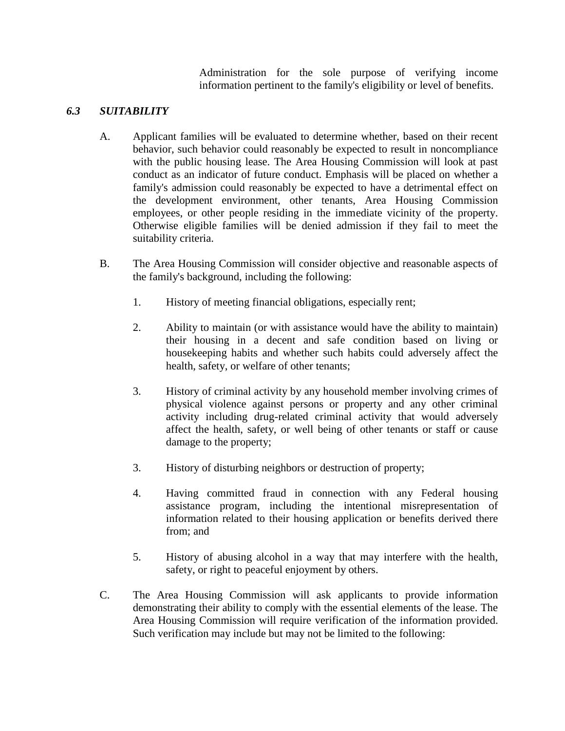Administration for the sole purpose of verifying income information pertinent to the family's eligibility or level of benefits.

### *6.3 SUITABILITY*

A. Applicant families will be evaluated to determine whether, based on their recent behavior, such behavior could reasonably be expected to result in noncompliance with the public housing lease. The Area Housing Commission will look at past conduct as an indicator of future conduct. Emphasis will be placed on whether a family's admission could reasonably be expected to have a detrimental effect on the development environment, other tenants, Area Housing Commission employees, or other people residing in the immediate vicinity of the property. Otherwise eligible families will be denied admission if they fail to meet the suitability criteria.

B. The Area Housing Commission will consider objective and reasonable aspects of the family's background, including the following:

1. History of meeting financial obligations, especially rent;

2. Ability to maintain (or with assistance would have the ability to maintain) their housing in a decent and safe condition based on living or housekeeping habits and whether such habits could adversely affect the health, safety, or welfare of other tenants;

3. History of criminal activity by any household member involving crimes of physical violence against persons or property and any other criminal activity including drug-related criminal activity that would adversely affect the health, safety, or well being of other tenants or staff or cause damage to the property;

3. History of disturbing neighbors or destruction of property;

4. Having committed fraud in connection with any Federal housing assistance program, including the intentional misrepresentation of information related to their housing application or benefits derived there from; and

5. History of abusing alcohol in a way that may interfere with the health, safety, or right to peaceful enjoyment by others.

C. The Area Housing Commission will ask applicants to provide information demonstrating their ability to comply with the essential elements of the lease. The Area Housing Commission will require verification of the information provided. Such verification may include but may not be limited to the following: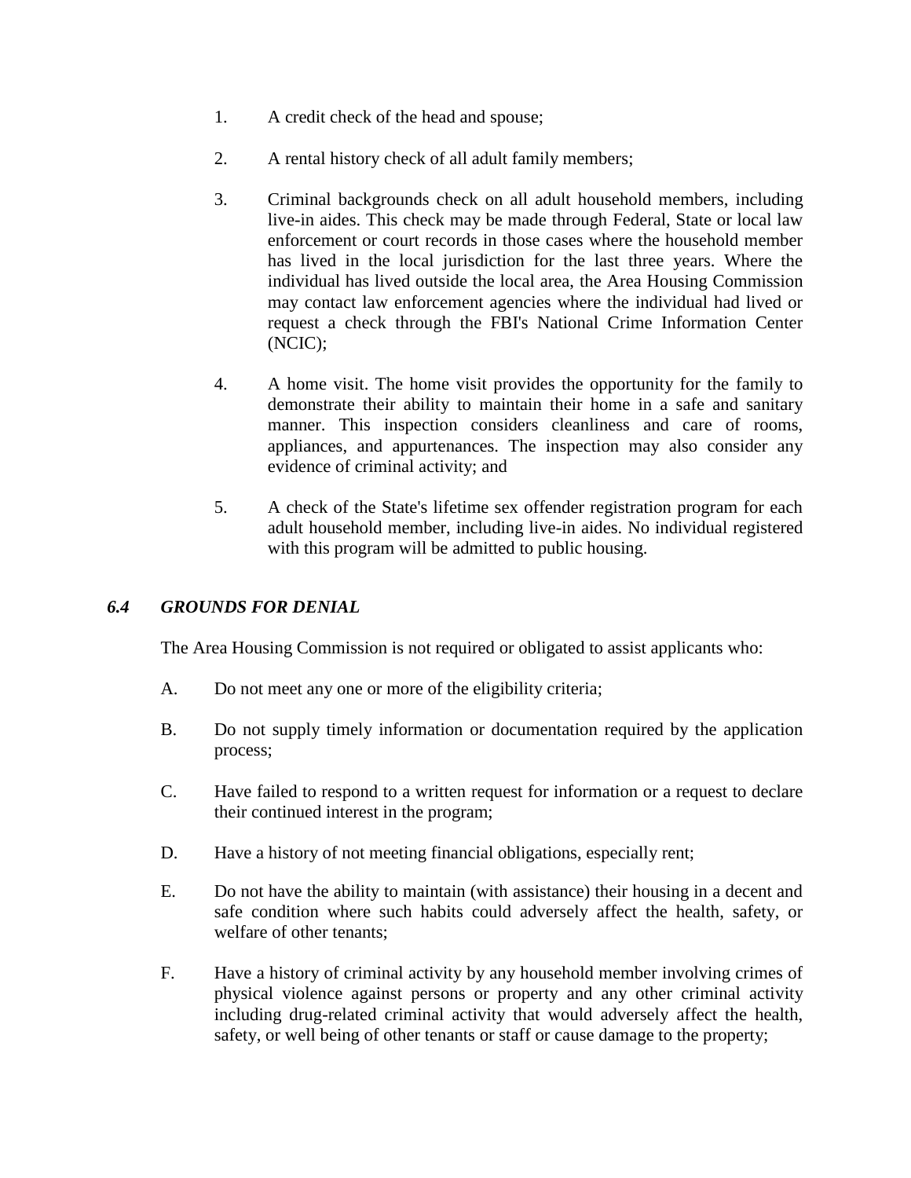1. A credit check of the head and spouse;

2. A rental history check of all adult family members;

3. Criminal backgrounds check on all adult household members, including live-in aides. This check may be made through Federal, State or local law enforcement or court records in those cases where the household member has lived in the local jurisdiction for the last three years. Where the individual has lived outside the local area, the Area Housing Commission may contact law enforcement agencies where the individual had lived or request a check through the FBI's National Crime Information Center (NCIC);

4. A home visit. The home visit provides the opportunity for the family to demonstrate their ability to maintain their home in a safe and sanitary manner. This inspection considers cleanliness and care of rooms, appliances, and appurtenances. The inspection may also consider any evidence of criminal activity; and

5. A check of the State's lifetime sex offender registration program for each adult household member, including live-in aides. No individual registered with this program will be admitted to public housing.

### *6.4 GROUNDS FOR DENIAL*

The Area Housing Commission is not required or obligated to assist applicants who:

A. Do not meet any one or more of the eligibility criteria;

B. Do not supply timely information or documentation required by the application process;

C. Have failed to respond to a written request for information or a request to declare their continued interest in the program;

D. Have a history of not meeting financial obligations, especially rent;

E. Do not have the ability to maintain (with assistance) their housing in a decent and safe condition where such habits could adversely affect the health, safety, or welfare of other tenants;

F. Have a history of criminal activity by any household member involving crimes of physical violence against persons or property and any other criminal activity including drug-related criminal activity that would adversely affect the health, safety, or well being of other tenants or staff or cause damage to the property;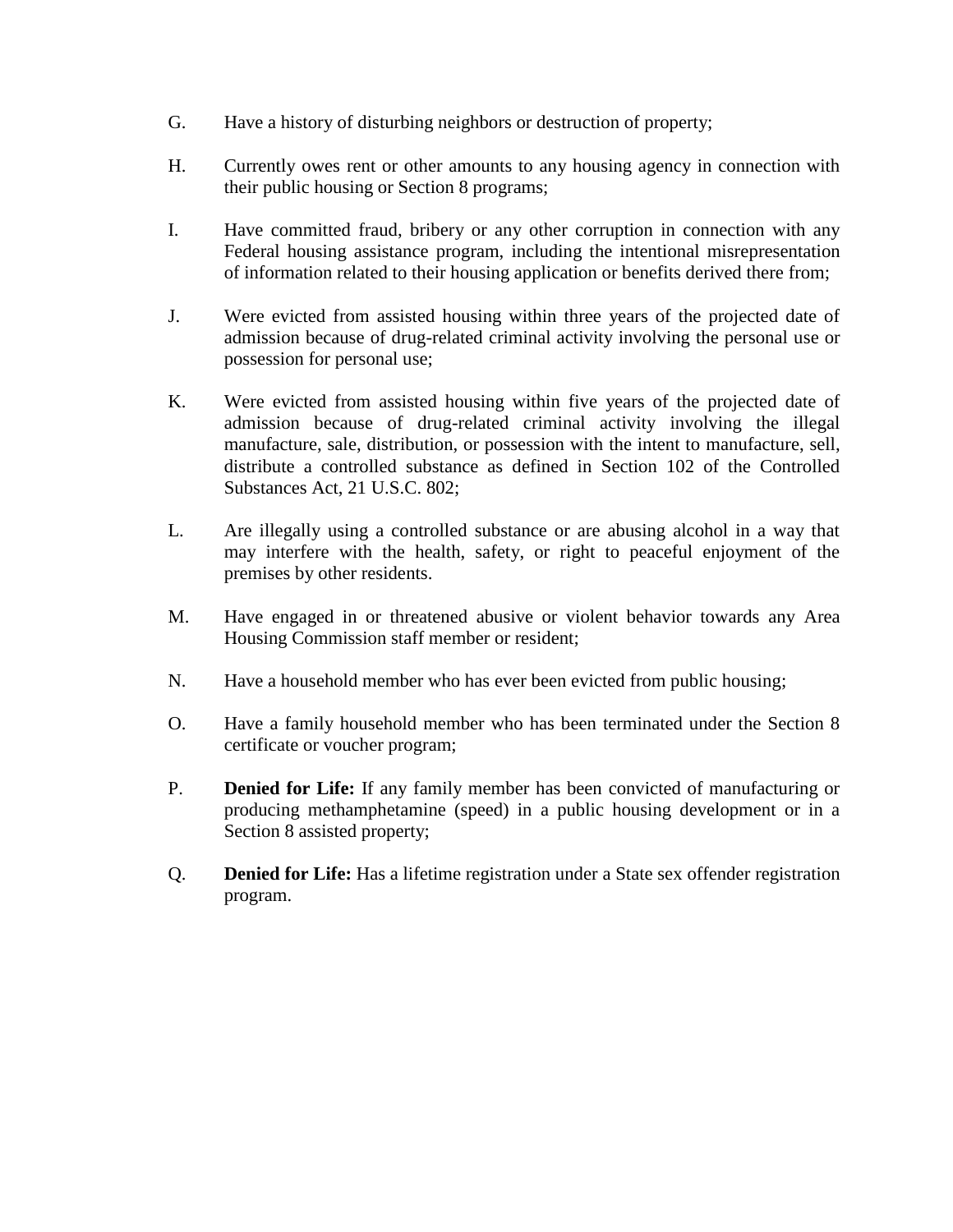G. Have a history of disturbing neighbors or destruction of property;

H. Currently owes rent or other amounts to any housing agency in connection with their public housing or Section 8 programs;

I. Have committed fraud, bribery or any other corruption in connection with any Federal housing assistance program, including the intentional misrepresentation of information related to their housing application or benefits derived there from;

J. Were evicted from assisted housing within three years of the projected date of admission because of drug-related criminal activity involving the personal use or possession for personal use;

K. Were evicted from assisted housing within five years of the projected date of admission because of drug-related criminal activity involving the illegal manufacture, sale, distribution, or possession with the intent to manufacture, sell, distribute a controlled substance as defined in Section 102 of the Controlled Substances Act, 21 U.S.C. 802;

L. Are illegally using a controlled substance or are abusing alcohol in a way that may interfere with the health, safety, or right to peaceful enjoyment of the premises by other residents.

M. Have engaged in or threatened abusive or violent behavior towards any Area Housing Commission staff member or resident;

N. Have a household member who has ever been evicted from public housing;

O. Have a family household member who has been terminated under the Section 8 certificate or voucher program;

P. **Denied for Life:** If any family member has been convicted of manufacturing or producing methamphetamine (speed) in a public housing development or in a Section 8 assisted property;

Q. **Denied for Life:** Has a lifetime registration under a State sex offender registration program.